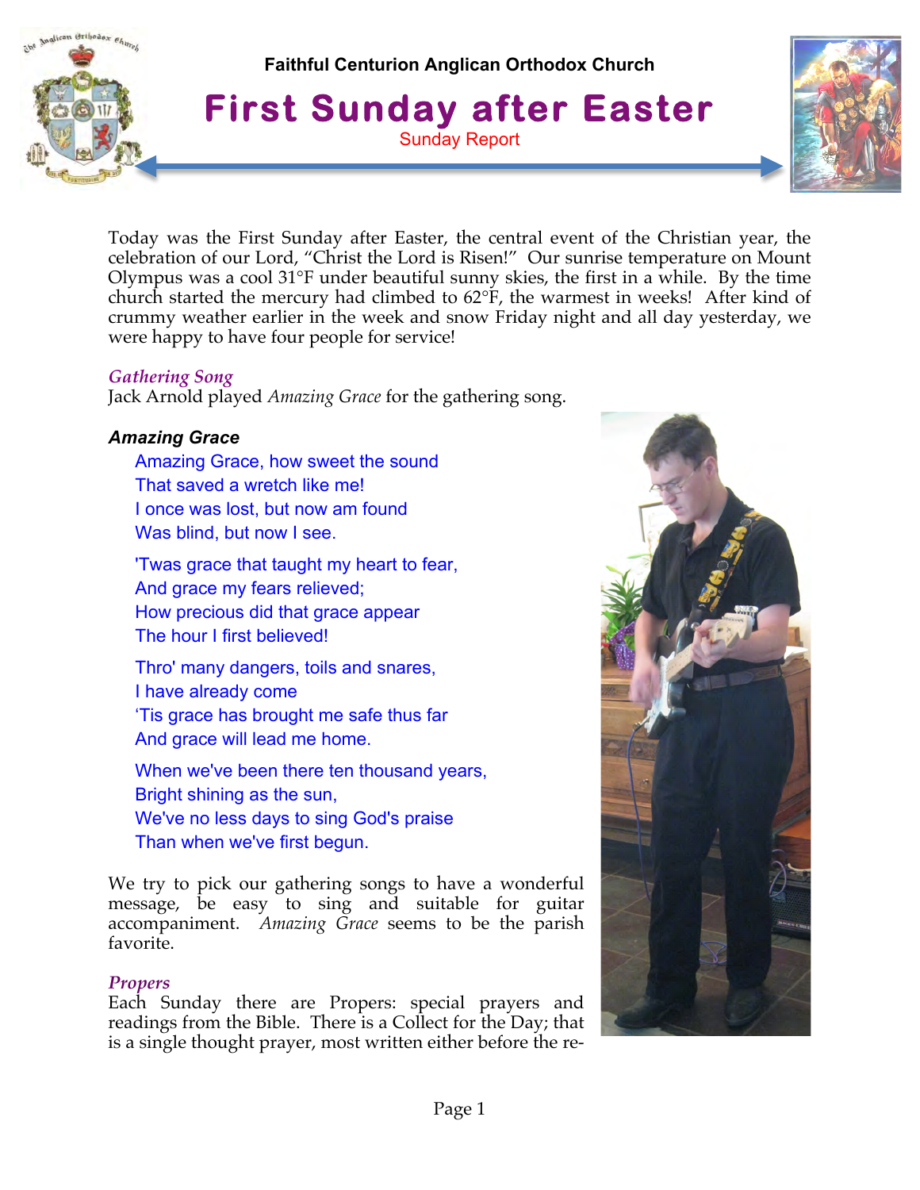Faithful Centurion Anglican Orthodox Church

# First Sunday after Easter

Sunday Report

Today was the First Sunday after Easter, the central event of the Christian year, the celebration of our Lord, "Christ the Lord is Risen!" Our sunrise temperature on Mount Olympus was a cool 31°F under beautiful sunny skies, the first in a while. By the time church started the mercury had climbed to 62°F, the warmest in weeks! After kind of crummy weather earlier in the week and snow Friday night and all day yesterday, we were happy to have four people for service!

### *Gathering Song*

Jack Arnold played *Amazing Grace* for the gathering song.

**_Amazing Grace_**

Amazing Grace, how sweet the sound
That saved a wretch like me!
I once was lost, but now am found
Was blind, but now I see.

'Twas grace that taught my heart to fear,
And grace my fears relieved;
How precious did that grace appear
The hour I first believed!

Thro' many dangers, toils and snares,
I have already come
'Tis grace has brought me safe thus far
And grace will lead me home.

When we've been there ten thousand years,
Bright shining as the sun,
We've no less days to sing God's praise
Than when we've first begun.

We try to pick our gathering songs to have a wonderful message, be easy to sing and suitable for guitar accompaniment. *Amazing Grace* seems to be the parish favorite.

### *Propers*

Each Sunday there are Propers: special prayers and readings from the Bible. There is a Collect for the Day; that is a single thought prayer, most written either before the re-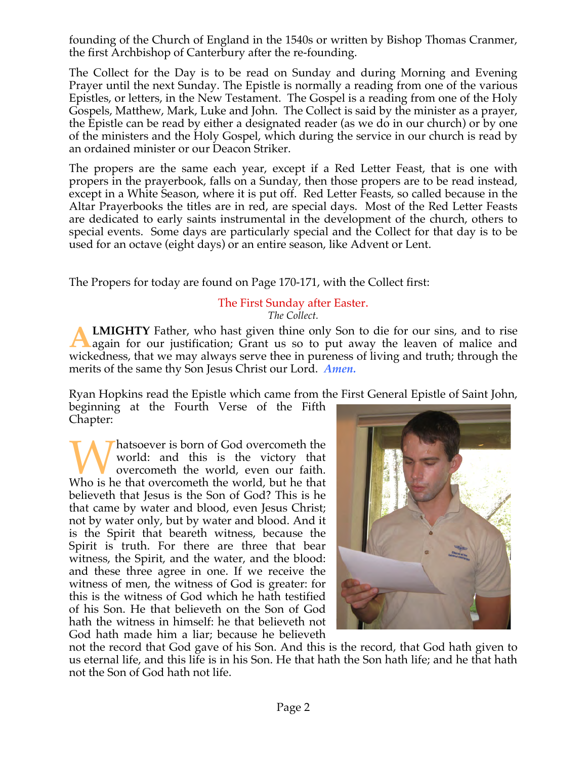founding of the Church of England in the 1540s or written by Bishop Thomas Cranmer, the first Archbishop of Canterbury after the re-founding.

The Collect for the Day is to be read on Sunday and during Morning and Evening Prayer until the next Sunday. The Epistle is normally a reading from one of the various Epistles, or letters, in the New Testament. The Gospel is a reading from one of the Holy Gospels, Matthew, Mark, Luke and John. The Collect is said by the minister as a prayer, the Epistle can be read by either a designated reader (as we do in our church) or by one of the ministers and the Holy Gospel, which during the service in our church is read by an ordained minister or our Deacon Striker.

The propers are the same each year, except if a Red Letter Feast, that is one with propers in the prayerbook, falls on a Sunday, then those propers are to be read instead, except in a White Season, where it is put off. Red Letter Feasts, so called because in the Altar Prayerbooks the titles are in red, are special days. Most of the Red Letter Feasts are dedicated to early saints instrumental in the development of the church, others to special events. Some days are particularly special and the Collect for that day is to be used for an octave (eight days) or an entire season, like Advent or Lent.

The Propers for today are found on Page 170-171, with the Collect first:

## The First Sunday after Easter.

*The Collect.*

**ALMIGHTY** Father, who hast given thine only Son to die for our sins, and to rise again for our justification; Grant us so to put away the leaven of malice and wickedness, that we may always serve thee in pureness of living and truth; through the merits of the same thy Son Jesus Christ our Lord. ***Amen.***

Ryan Hopkins read the Epistle which came from the First General Epistle of Saint John, beginning at the Fourth Verse of the Fifth Chapter:

Whatsoever is born of God overcometh the world: and this is the victory that overcometh the world, even our faith. Who is he that overcometh the world, but he that believeth that Jesus is the Son of God? This is he that came by water and blood, even Jesus Christ; not by water only, but by water and blood. And it is the Spirit that beareth witness, because the Spirit is truth. For there are three that bear witness, the Spirit, and the water, and the blood: and these three agree in one. If we receive the witness of men, the witness of God is greater: for this is the witness of God which he hath testified of his Son. He that believeth on the Son of God hath the witness in himself: he that believeth not God hath made him a liar; because he believeth not the record that God gave of his Son. And this is the record, that God hath given to us eternal life, and this life is in his Son. He that hath the Son hath life; and he that hath not the Son of God hath not life.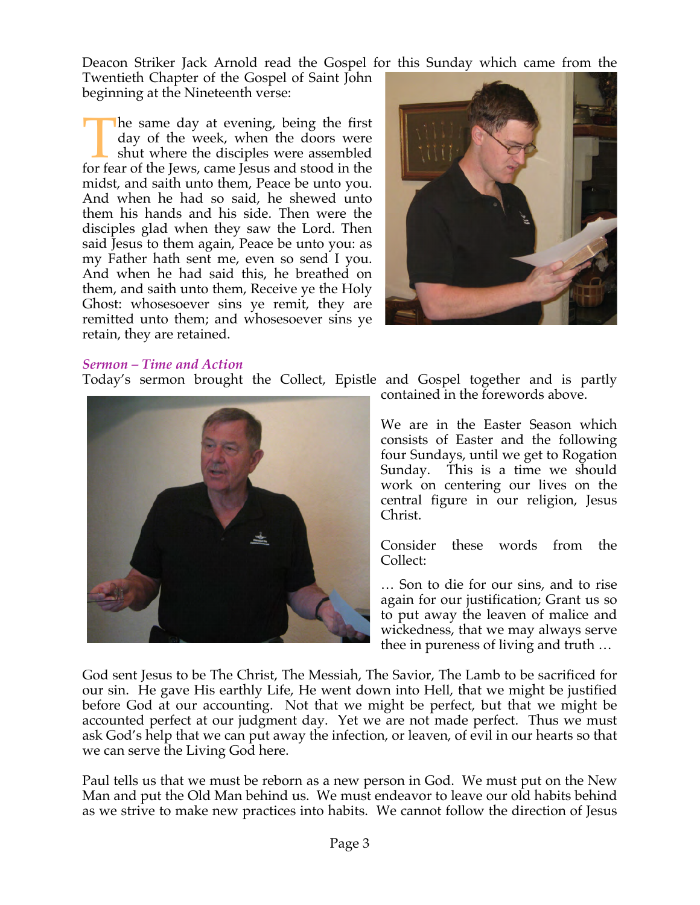Deacon Striker Jack Arnold read the Gospel for this Sunday which came from the Twentieth Chapter of the Gospel of Saint John beginning at the Nineteenth verse:

The same day at evening, being the first day of the week, when the doors were shut where the disciples were assembled for fear of the Jews, came Jesus and stood in the midst, and saith unto them, Peace be unto you. And when he had so said, he shewed unto them his hands and his side. Then were the disciples glad when they saw the Lord. Then said Jesus to them again, Peace be unto you: as my Father hath sent me, even so send I you. And when he had said this, he breathed on them, and saith unto them, Receive ye the Holy Ghost: whosesoever sins ye remit, they are remitted unto them; and whosesoever sins ye retain, they are retained.

### *Sermon – Time and Action*

Today's sermon brought the Collect, Epistle and Gospel together and is partly contained in the forewords above.

We are in the Easter Season which consists of Easter and the following four Sundays, until we get to Rogation Sunday. This is a time we should work on centering our lives on the central figure in our religion, Jesus Christ.

Consider these words from the Collect:

… Son to die for our sins, and to rise again for our justification; Grant us so to put away the leaven of malice and wickedness, that we may always serve thee in pureness of living and truth …

God sent Jesus to be The Christ, The Messiah, The Savior, The Lamb to be sacrificed for our sin. He gave His earthly Life, He went down into Hell, that we might be justified before God at our accounting. Not that we might be perfect, but that we might be accounted perfect at our judgment day. Yet we are not made perfect. Thus we must ask God's help that we can put away the infection, or leaven, of evil in our hearts so that we can serve the Living God here.

Paul tells us that we must be reborn as a new person in God. We must put on the New Man and put the Old Man behind us. We must endeavor to leave our old habits behind as we strive to make new practices into habits. We cannot follow the direction of Jesus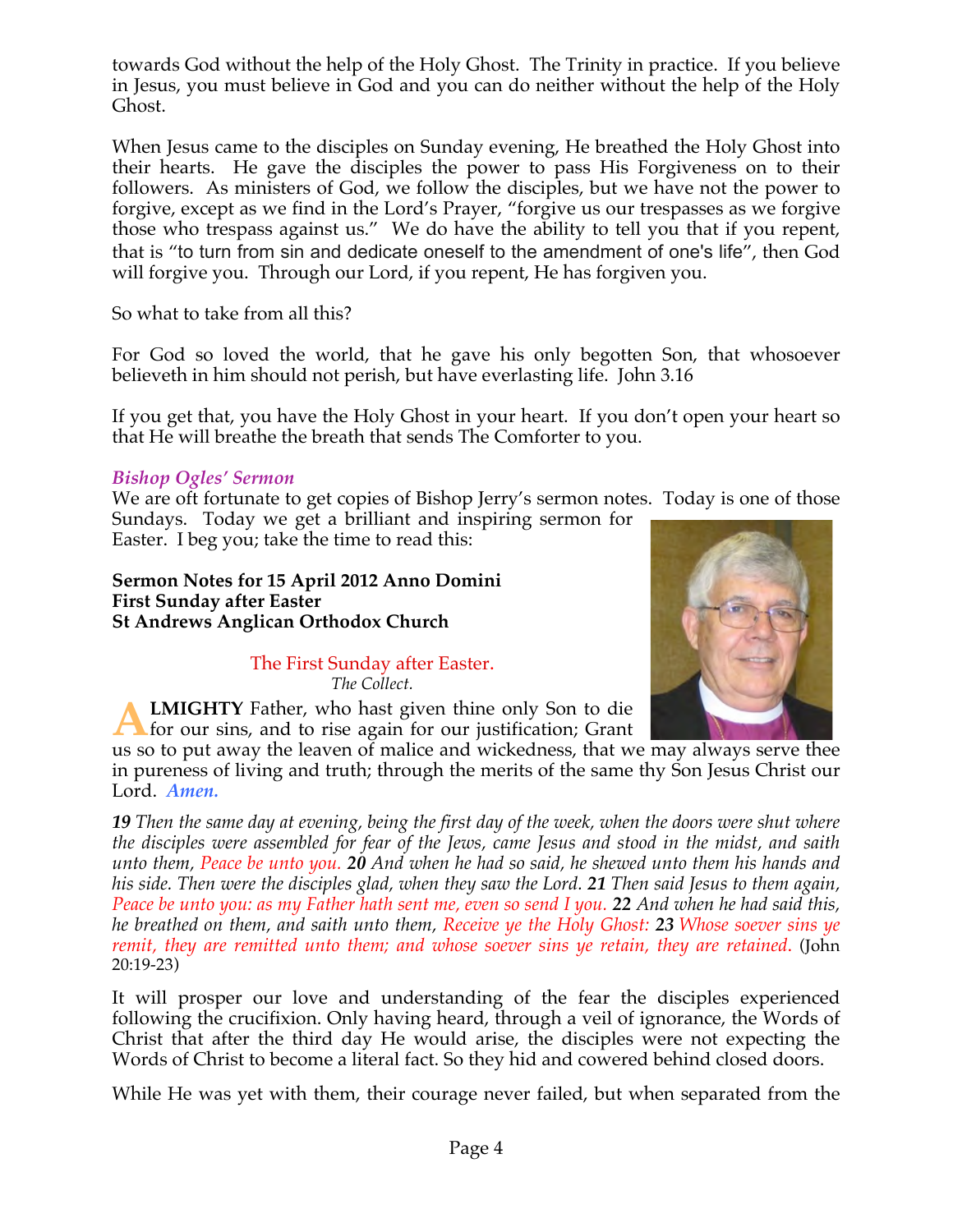towards God without the help of the Holy Ghost. The Trinity in practice. If you believe in Jesus, you must believe in God and you can do neither without the help of the Holy Ghost.

When Jesus came to the disciples on Sunday evening, He breathed the Holy Ghost into their hearts. He gave the disciples the power to pass His Forgiveness on to their followers. As ministers of God, we follow the disciples, but we have not the power to forgive, except as we find in the Lord's Prayer, "forgive us our trespasses as we forgive those who trespass against us." We do have the ability to tell you that if you repent, that is "to turn from sin and dedicate oneself to the amendment of one's life", then God will forgive you. Through our Lord, if you repent, He has forgiven you.

So what to take from all this?

For God so loved the world, that he gave his only begotten Son, that whosoever believeth in him should not perish, but have everlasting life. John 3.16

If you get that, you have the Holy Ghost in your heart. If you don't open your heart so that He will breathe the breath that sends The Comforter to you.

### *Bishop Ogles' Sermon*

We are oft fortunate to get copies of Bishop Jerry's sermon notes. Today is one of those Sundays. Today we get a brilliant and inspiring sermon for Easter. I beg you; take the time to read this:

**Sermon Notes for 15 April 2012 Anno Domini**
**First Sunday after Easter**
**St Andrews Anglican Orthodox Church**

The First Sunday after Easter.
*The Collect.*

**ALMIGHTY** Father, who hast given thine only Son to die for our sins, and to rise again for our justification; Grant us so to put away the leaven of malice and wickedness, that we may always serve thee in pureness of living and truth; through the merits of the same thy Son Jesus Christ our Lord. ***Amen.***

***19*** *Then the same day at evening, being the first day of the week, when the doors were shut where the disciples were assembled for fear of the Jews, came Jesus and stood in the midst, and saith unto them, Peace be unto you.* ***20*** *And when he had so said, he shewed unto them his hands and his side. Then were the disciples glad, when they saw the Lord.* ***21*** *Then said Jesus to them again, Peace be unto you: as my Father hath sent me, even so send I you.* ***22*** *And when he had said this, he breathed on them, and saith unto them, Receive ye the Holy Ghost:* ***23*** *Whose soever sins ye remit, they are remitted unto them; and whose soever sins ye retain, they are retained.* (John 20:19-23)

It will prosper our love and understanding of the fear the disciples experienced following the crucifixion. Only having heard, through a veil of ignorance, the Words of Christ that after the third day He would arise, the disciples were not expecting the Words of Christ to become a literal fact. So they hid and cowered behind closed doors.

While He was yet with them, their courage never failed, but when separated from the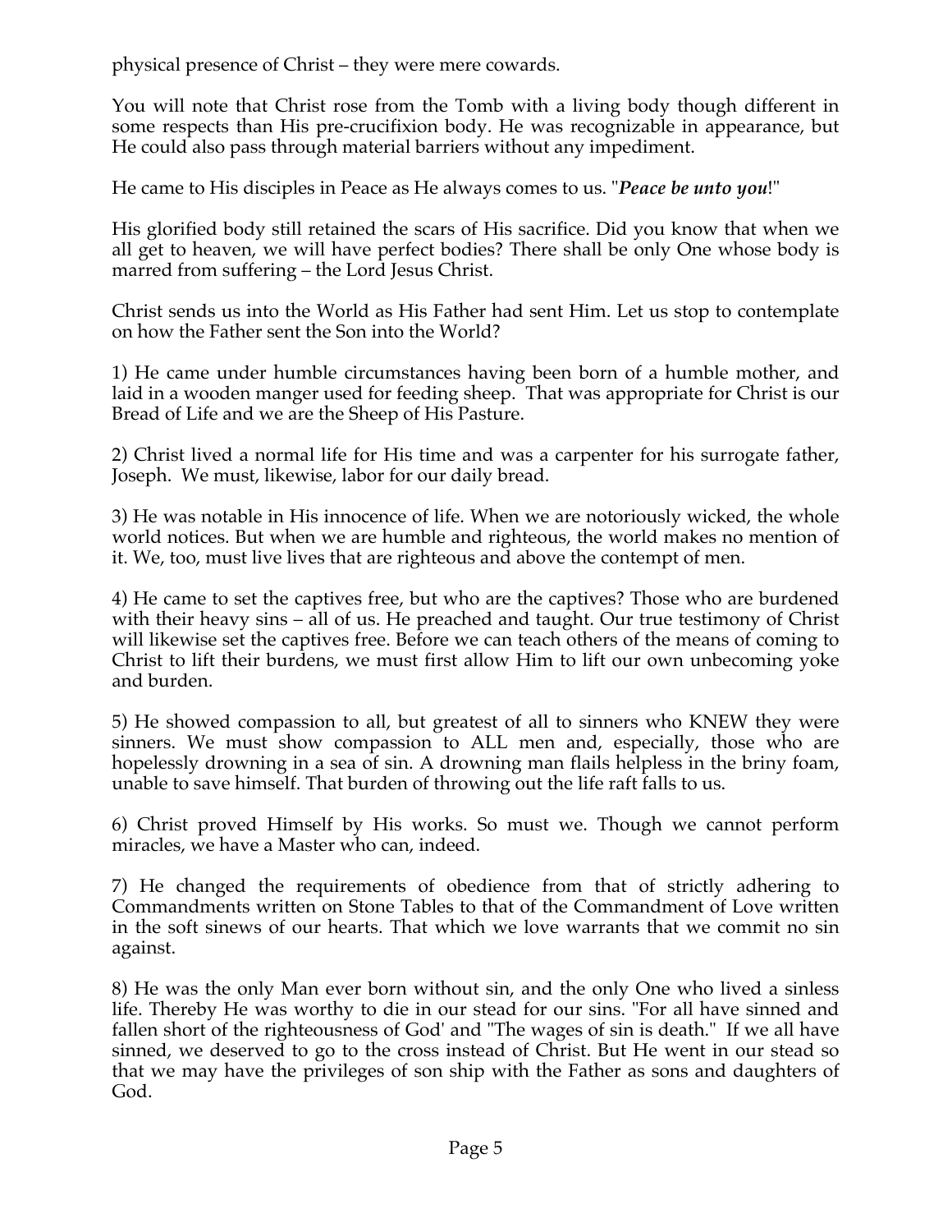physical presence of Christ – they were mere cowards.

You will note that Christ rose from the Tomb with a living body though different in some respects than His pre-crucifixion body. He was recognizable in appearance, but He could also pass through material barriers without any impediment.

He came to His disciples in Peace as He always comes to us. "***Peace be unto you***!"

His glorified body still retained the scars of His sacrifice. Did you know that when we all get to heaven, we will have perfect bodies? There shall be only One whose body is marred from suffering – the Lord Jesus Christ.

Christ sends us into the World as His Father had sent Him. Let us stop to contemplate on how the Father sent the Son into the World?

1) He came under humble circumstances having been born of a humble mother, and laid in a wooden manger used for feeding sheep. That was appropriate for Christ is our Bread of Life and we are the Sheep of His Pasture.

2) Christ lived a normal life for His time and was a carpenter for his surrogate father, Joseph. We must, likewise, labor for our daily bread.

3) He was notable in His innocence of life. When we are notoriously wicked, the whole world notices. But when we are humble and righteous, the world makes no mention of it. We, too, must live lives that are righteous and above the contempt of men.

4) He came to set the captives free, but who are the captives? Those who are burdened with their heavy sins – all of us. He preached and taught. Our true testimony of Christ will likewise set the captives free. Before we can teach others of the means of coming to Christ to lift their burdens, we must first allow Him to lift our own unbecoming yoke and burden.

5) He showed compassion to all, but greatest of all to sinners who KNEW they were sinners. We must show compassion to ALL men and, especially, those who are hopelessly drowning in a sea of sin. A drowning man flails helpless in the briny foam, unable to save himself. That burden of throwing out the life raft falls to us.

6) Christ proved Himself by His works. So must we. Though we cannot perform miracles, we have a Master who can, indeed.

7) He changed the requirements of obedience from that of strictly adhering to Commandments written on Stone Tables to that of the Commandment of Love written in the soft sinews of our hearts. That which we love warrants that we commit no sin against.

8) He was the only Man ever born without sin, and the only One who lived a sinless life. Thereby He was worthy to die in our stead for our sins. "For all have sinned and fallen short of the righteousness of God' and "The wages of sin is death." If we all have sinned, we deserved to go to the cross instead of Christ. But He went in our stead so that we may have the privileges of son ship with the Father as sons and daughters of God.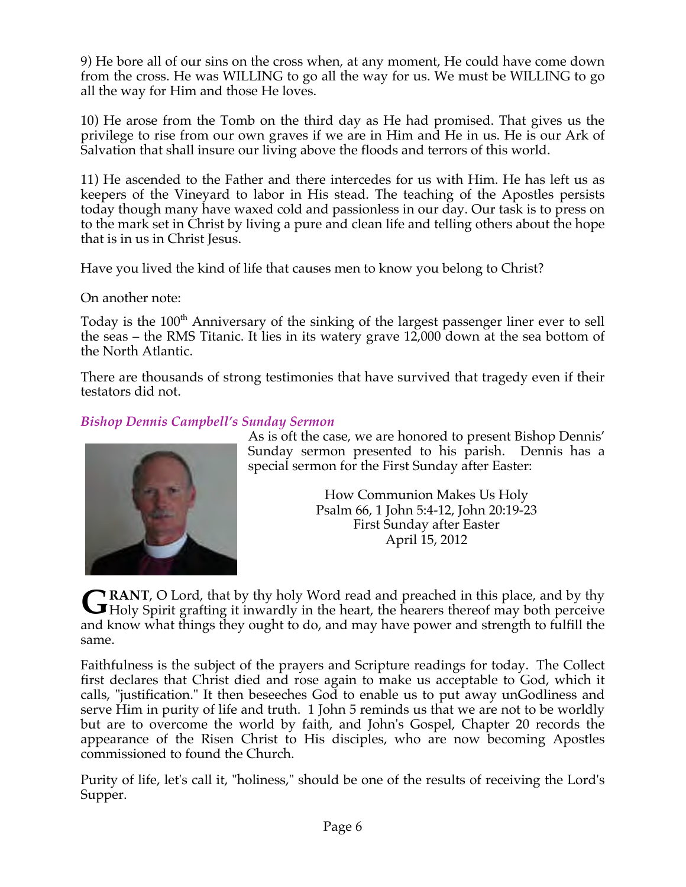9) He bore all of our sins on the cross when, at any moment, He could have come down from the cross. He was WILLING to go all the way for us. We must be WILLING to go all the way for Him and those He loves.

10) He arose from the Tomb on the third day as He had promised. That gives us the privilege to rise from our own graves if we are in Him and He in us. He is our Ark of Salvation that shall insure our living above the floods and terrors of this world.

11) He ascended to the Father and there intercedes for us with Him. He has left us as keepers of the Vineyard to labor in His stead. The teaching of the Apostles persists today though many have waxed cold and passionless in our day. Our task is to press on to the mark set in Christ by living a pure and clean life and telling others about the hope that is in us in Christ Jesus.

Have you lived the kind of life that causes men to know you belong to Christ?

On another note:

Today is the 100th Anniversary of the sinking of the largest passenger liner ever to sell the seas – the RMS Titanic. It lies in its watery grave 12,000 down at the sea bottom of the North Atlantic.

There are thousands of strong testimonies that have survived that tragedy even if their testators did not.

### *Bishop Dennis Campbell's Sunday Sermon*

As is oft the case, we are honored to present Bishop Dennis' Sunday sermon presented to his parish. Dennis has a special sermon for the First Sunday after Easter:

How Communion Makes Us Holy
Psalm 66, 1 John 5:4-12, John 20:19-23
First Sunday after Easter
April 15, 2012

**GRANT**, O Lord, that by thy holy Word read and preached in this place, and by thy Holy Spirit grafting it inwardly in the heart, the hearers thereof may both perceive and know what things they ought to do, and may have power and strength to fulfill the same.

Faithfulness is the subject of the prayers and Scripture readings for today. The Collect first declares that Christ died and rose again to make us acceptable to God, which it calls, "justification." It then beseeches God to enable us to put away unGodliness and serve Him in purity of life and truth. 1 John 5 reminds us that we are not to be worldly but are to overcome the world by faith, and John's Gospel, Chapter 20 records the appearance of the Risen Christ to His disciples, who are now becoming Apostles commissioned to found the Church.

Purity of life, let's call it, "holiness," should be one of the results of receiving the Lord's Supper.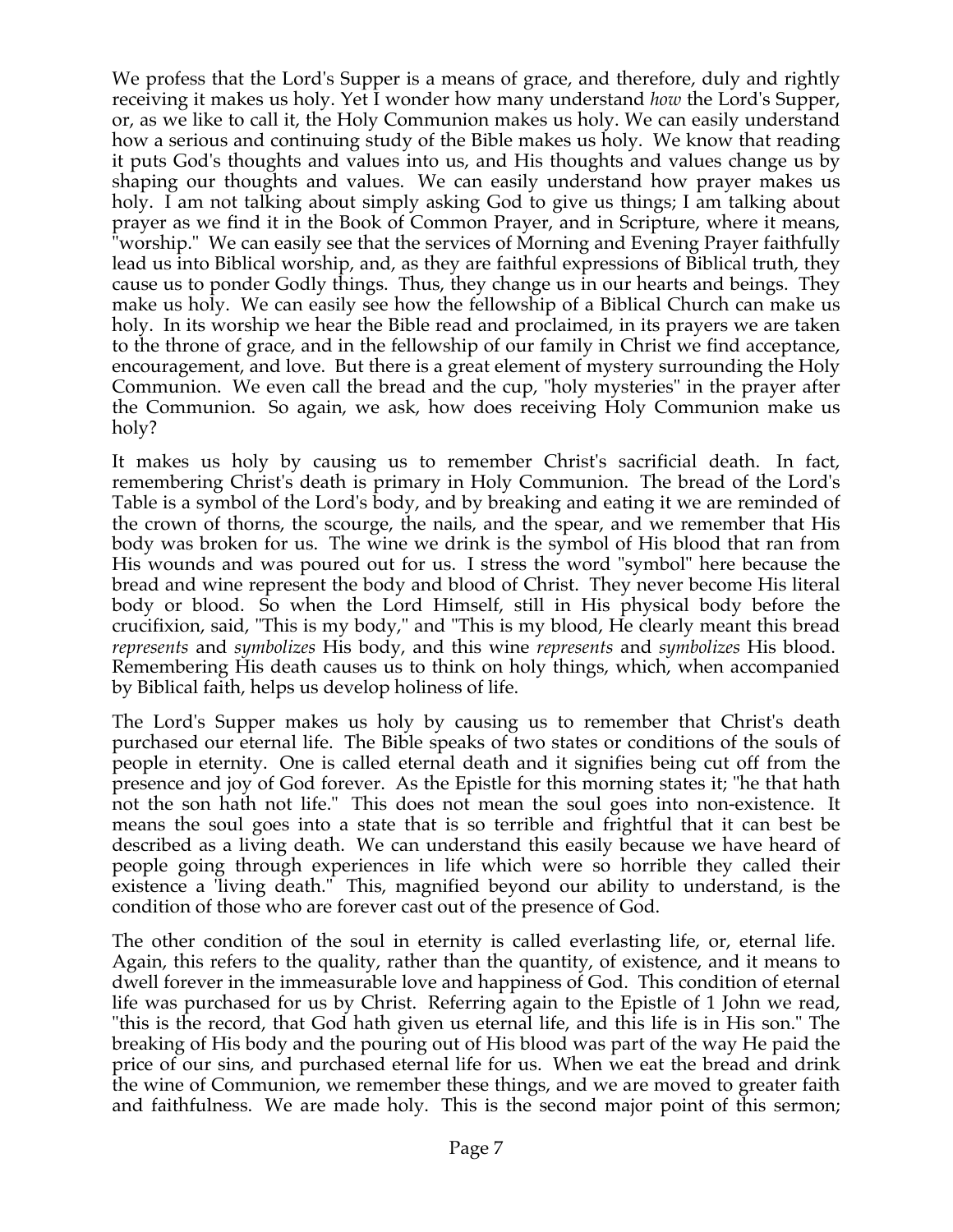We profess that the Lord's Supper is a means of grace, and therefore, duly and rightly receiving it makes us holy. Yet I wonder how many understand *how* the Lord's Supper, or, as we like to call it, the Holy Communion makes us holy. We can easily understand how a serious and continuing study of the Bible makes us holy. We know that reading it puts God's thoughts and values into us, and His thoughts and values change us by shaping our thoughts and values. We can easily understand how prayer makes us holy. I am not talking about simply asking God to give us things; I am talking about prayer as we find it in the Book of Common Prayer, and in Scripture, where it means, "worship." We can easily see that the services of Morning and Evening Prayer faithfully lead us into Biblical worship, and, as they are faithful expressions of Biblical truth, they cause us to ponder Godly things. Thus, they change us in our hearts and beings. They make us holy. We can easily see how the fellowship of a Biblical Church can make us holy. In its worship we hear the Bible read and proclaimed, in its prayers we are taken to the throne of grace, and in the fellowship of our family in Christ we find acceptance, encouragement, and love. But there is a great element of mystery surrounding the Holy Communion. We even call the bread and the cup, "holy mysteries" in the prayer after the Communion. So again, we ask, how does receiving Holy Communion make us holy?

It makes us holy by causing us to remember Christ's sacrificial death. In fact, remembering Christ's death is primary in Holy Communion. The bread of the Lord's Table is a symbol of the Lord's body, and by breaking and eating it we are reminded of the crown of thorns, the scourge, the nails, and the spear, and we remember that His body was broken for us. The wine we drink is the symbol of His blood that ran from His wounds and was poured out for us. I stress the word "symbol" here because the bread and wine represent the body and blood of Christ. They never become His literal body or blood. So when the Lord Himself, still in His physical body before the crucifixion, said, "This is my body," and "This is my blood, He clearly meant this bread *represents* and *symbolizes* His body, and this wine *represents* and *symbolizes* His blood. Remembering His death causes us to think on holy things, which, when accompanied by Biblical faith, helps us develop holiness of life.

The Lord's Supper makes us holy by causing us to remember that Christ's death purchased our eternal life. The Bible speaks of two states or conditions of the souls of people in eternity. One is called eternal death and it signifies being cut off from the presence and joy of God forever. As the Epistle for this morning states it; "he that hath not the son hath not life." This does not mean the soul goes into non-existence. It means the soul goes into a state that is so terrible and frightful that it can best be described as a living death. We can understand this easily because we have heard of people going through experiences in life which were so horrible they called their existence a 'living death." This, magnified beyond our ability to understand, is the condition of those who are forever cast out of the presence of God.

The other condition of the soul in eternity is called everlasting life, or, eternal life. Again, this refers to the quality, rather than the quantity, of existence, and it means to dwell forever in the immeasurable love and happiness of God. This condition of eternal life was purchased for us by Christ. Referring again to the Epistle of 1 John we read, "this is the record, that God hath given us eternal life, and this life is in His son." The breaking of His body and the pouring out of His blood was part of the way He paid the price of our sins, and purchased eternal life for us. When we eat the bread and drink the wine of Communion, we remember these things, and we are moved to greater faith and faithfulness. We are made holy. This is the second major point of this sermon;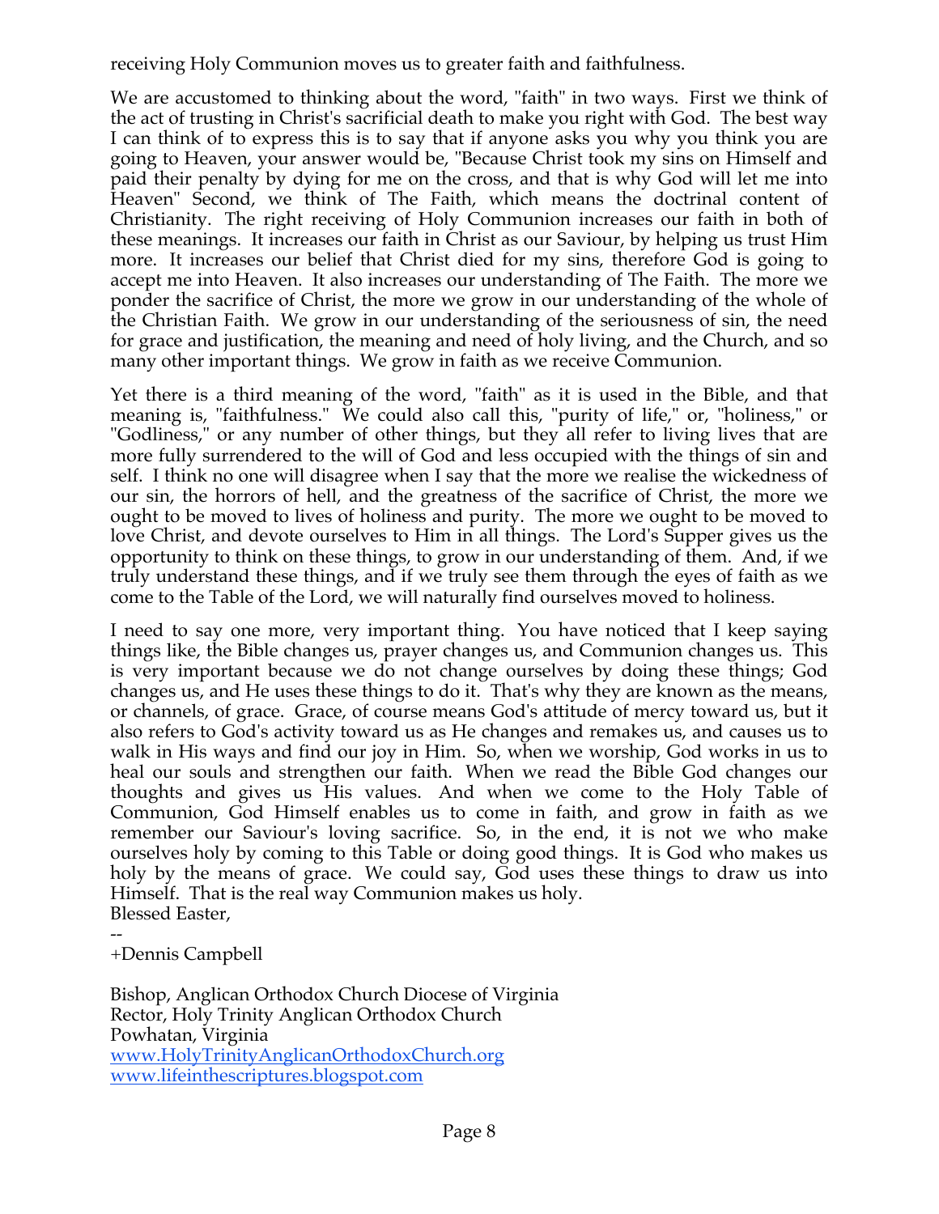receiving Holy Communion moves us to greater faith and faithfulness.

We are accustomed to thinking about the word, "faith" in two ways. First we think of the act of trusting in Christ's sacrificial death to make you right with God. The best way I can think of to express this is to say that if anyone asks you why you think you are going to Heaven, your answer would be, "Because Christ took my sins on Himself and paid their penalty by dying for me on the cross, and that is why God will let me into Heaven" Second, we think of The Faith, which means the doctrinal content of Christianity. The right receiving of Holy Communion increases our faith in both of these meanings. It increases our faith in Christ as our Saviour, by helping us trust Him more. It increases our belief that Christ died for my sins, therefore God is going to accept me into Heaven. It also increases our understanding of The Faith. The more we ponder the sacrifice of Christ, the more we grow in our understanding of the whole of the Christian Faith. We grow in our understanding of the seriousness of sin, the need for grace and justification, the meaning and need of holy living, and the Church, and so many other important things. We grow in faith as we receive Communion.

Yet there is a third meaning of the word, "faith" as it is used in the Bible, and that meaning is, "faithfulness." We could also call this, "purity of life," or, "holiness," or "Godliness," or any number of other things, but they all refer to living lives that are more fully surrendered to the will of God and less occupied with the things of sin and self. I think no one will disagree when I say that the more we realise the wickedness of our sin, the horrors of hell, and the greatness of the sacrifice of Christ, the more we ought to be moved to lives of holiness and purity. The more we ought to be moved to love Christ, and devote ourselves to Him in all things. The Lord's Supper gives us the opportunity to think on these things, to grow in our understanding of them. And, if we truly understand these things, and if we truly see them through the eyes of faith as we come to the Table of the Lord, we will naturally find ourselves moved to holiness.

I need to say one more, very important thing. You have noticed that I keep saying things like, the Bible changes us, prayer changes us, and Communion changes us. This is very important because we do not change ourselves by doing these things; God changes us, and He uses these things to do it. That's why they are known as the means, or channels, of grace. Grace, of course means God's attitude of mercy toward us, but it also refers to God's activity toward us as He changes and remakes us, and causes us to walk in His ways and find our joy in Him. So, when we worship, God works in us to heal our souls and strengthen our faith. When we read the Bible God changes our thoughts and gives us His values. And when we come to the Holy Table of Communion, God Himself enables us to come in faith, and grow in faith as we remember our Saviour's loving sacrifice. So, in the end, it is not we who make ourselves holy by coming to this Table or doing good things. It is God who makes us holy by the means of grace. We could say, God uses these things to draw us into Himself. That is the real way Communion makes us holy.

Blessed Easter,

--
+Dennis Campbell

Bishop, Anglican Orthodox Church Diocese of Virginia
Rector, Holy Trinity Anglican Orthodox Church
Powhatan, Virginia
www.HolyTrinityAnglicanOrthodoxChurch.org
www.lifeinthescriptures.blogspot.com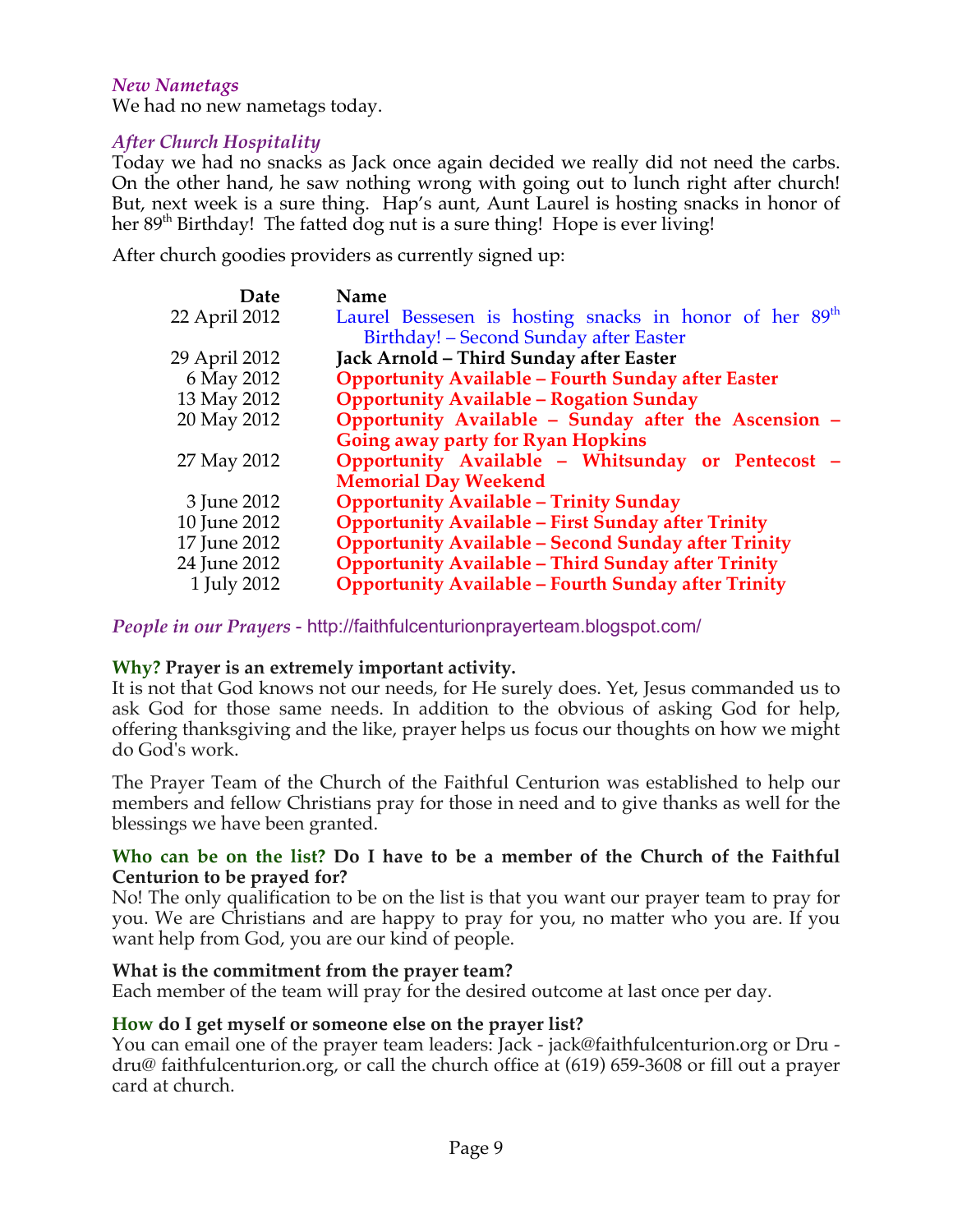*New Nametags*

We had no new nametags today.

*After Church Hospitality*

Today we had no snacks as Jack once again decided we really did not need the carbs. On the other hand, he saw nothing wrong with going out to lunch right after church! But, next week is a sure thing. Hap's aunt, Aunt Laurel is hosting snacks in honor of her 89th Birthday! The fatted dog nut is a sure thing! Hope is ever living!

After church goodies providers as currently signed up:

| Date | Name |
|---|---|
| 22 April 2012 | Laurel Bessesen is hosting snacks in honor of her 89th Birthday! – Second Sunday after Easter |
| 29 April 2012 | **Jack Arnold – Third Sunday after Easter** |
| 6 May 2012 | **Opportunity Available – Fourth Sunday after Easter** |
| 13 May 2012 | **Opportunity Available – Rogation Sunday** |
| 20 May 2012 | **Opportunity Available – Sunday after the Ascension – Going away party for Ryan Hopkins** |
| 27 May 2012 | **Opportunity Available – Whitsunday or Pentecost – Memorial Day Weekend** |
| 3 June 2012 | **Opportunity Available – Trinity Sunday** |
| 10 June 2012 | **Opportunity Available – First Sunday after Trinity** |
| 17 June 2012 | **Opportunity Available – Second Sunday after Trinity** |
| 24 June 2012 | **Opportunity Available – Third Sunday after Trinity** |
| 1 July 2012 | **Opportunity Available – Fourth Sunday after Trinity** |

*People in our Prayers* - http://faithfulcenturionprayerteam.blogspot.com/

**Why? Prayer is an extremely important activity.**

It is not that God knows not our needs, for He surely does. Yet, Jesus commanded us to ask God for those same needs. In addition to the obvious of asking God for help, offering thanksgiving and the like, prayer helps us focus our thoughts on how we might do God's work.

The Prayer Team of the Church of the Faithful Centurion was established to help our members and fellow Christians pray for those in need and to give thanks as well for the blessings we have been granted.

**Who can be on the list? Do I have to be a member of the Church of the Faithful Centurion to be prayed for?**

No! The only qualification to be on the list is that you want our prayer team to pray for you. We are Christians and are happy to pray for you, no matter who you are. If you want help from God, you are our kind of people.

**What is the commitment from the prayer team?**

Each member of the team will pray for the desired outcome at last once per day.

**How do I get myself or someone else on the prayer list?**

You can email one of the prayer team leaders: Jack - jack@faithfulcenturion.org or Dru - dru@ faithfulcenturion.org, or call the church office at (619) 659-3608 or fill out a prayer card at church.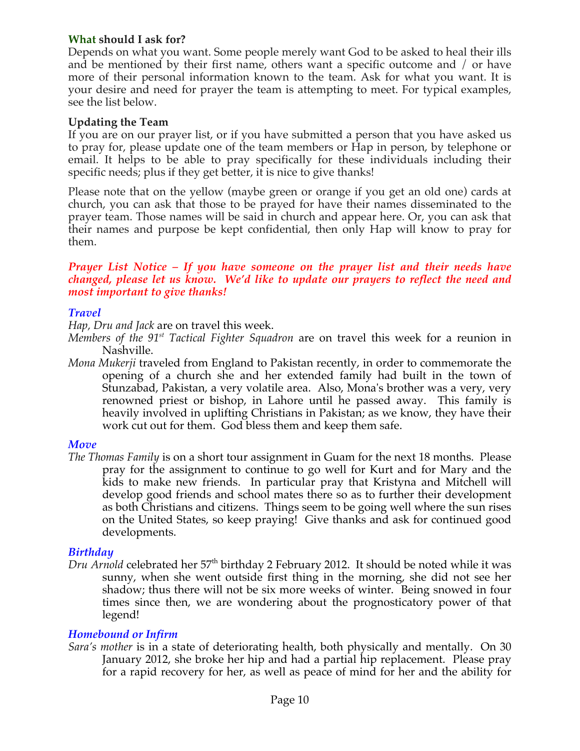### **What should I ask for?**

Depends on what you want. Some people merely want God to be asked to heal their ills and be mentioned by their first name, others want a specific outcome and / or have more of their personal information known to the team. Ask for what you want. It is your desire and need for prayer the team is attempting to meet. For typical examples, see the list below.

### **Updating the Team**

If you are on our prayer list, or if you have submitted a person that you have asked us to pray for, please update one of the team members or Hap in person, by telephone or email. It helps to be able to pray specifically for these individuals including their specific needs; plus if they get better, it is nice to give thanks!

Please note that on the yellow (maybe green or orange if you get an old one) cards at church, you can ask that those to be prayed for have their names disseminated to the prayer team. Those names will be said in church and appear here. Or, you can ask that their names and purpose be kept confidential, then only Hap will know to pray for them.

***Prayer List Notice – If you have someone on the prayer list and their needs have changed, please let us know. We'd like to update our prayers to reflect the need and most important to give thanks!***

#### ***Travel***

*Hap, Dru and Jack* are on travel this week.

*Members of the 91st Tactical Fighter Squadron* are on travel this week for a reunion in Nashville.

*Mona Mukerji* traveled from England to Pakistan recently, in order to commemorate the opening of a church she and her extended family had built in the town of Stunzabad, Pakistan, a very volatile area. Also, Mona's brother was a very, very renowned priest or bishop, in Lahore until he passed away. This family is heavily involved in uplifting Christians in Pakistan; as we know, they have their work cut out for them. God bless them and keep them safe.

#### ***Move***

*The Thomas Family* is on a short tour assignment in Guam for the next 18 months. Please pray for the assignment to continue to go well for Kurt and for Mary and the kids to make new friends. In particular pray that Kristyna and Mitchell will develop good friends and school mates there so as to further their development as both Christians and citizens. Things seem to be going well where the sun rises on the United States, so keep praying! Give thanks and ask for continued good developments.

#### ***Birthday***

*Dru Arnold* celebrated her 57th birthday 2 February 2012. It should be noted while it was sunny, when she went outside first thing in the morning, she did not see her shadow; thus there will not be six more weeks of winter. Being snowed in four times since then, we are wondering about the prognosticatory power of that legend!

#### ***Homebound or Infirm***

*Sara's mother* is in a state of deteriorating health, both physically and mentally. On 30 January 2012, she broke her hip and had a partial hip replacement. Please pray for a rapid recovery for her, as well as peace of mind for her and the ability for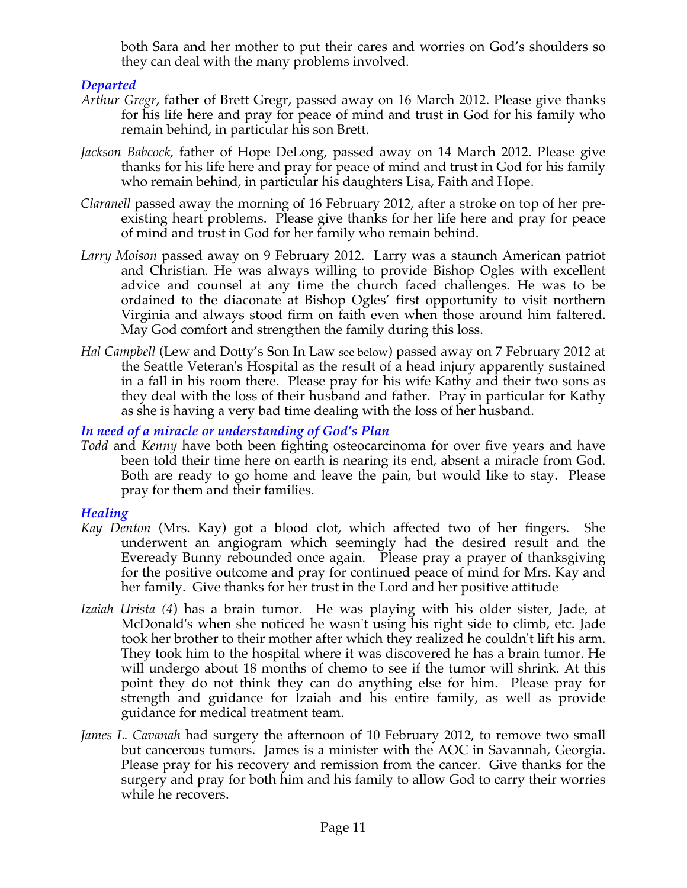both Sara and her mother to put their cares and worries on God's shoulders so they can deal with the many problems involved.

### *Departed*

*Arthur Gregr*, father of Brett Gregr, passed away on 16 March 2012. Please give thanks for his life here and pray for peace of mind and trust in God for his family who remain behind, in particular his son Brett.

*Jackson Babcock*, father of Hope DeLong, passed away on 14 March 2012. Please give thanks for his life here and pray for peace of mind and trust in God for his family who remain behind, in particular his daughters Lisa, Faith and Hope.

*Claranell* passed away the morning of 16 February 2012, after a stroke on top of her pre-existing heart problems. Please give thanks for her life here and pray for peace of mind and trust in God for her family who remain behind.

*Larry Moison* passed away on 9 February 2012. Larry was a staunch American patriot and Christian. He was always willing to provide Bishop Ogles with excellent advice and counsel at any time the church faced challenges. He was to be ordained to the diaconate at Bishop Ogles' first opportunity to visit northern Virginia and always stood firm on faith even when those around him faltered. May God comfort and strengthen the family during this loss.

*Hal Campbell* (Lew and Dotty's Son In Law see below) passed away on 7 February 2012 at the Seattle Veteran's Hospital as the result of a head injury apparently sustained in a fall in his room there. Please pray for his wife Kathy and their two sons as they deal with the loss of their husband and father. Pray in particular for Kathy as she is having a very bad time dealing with the loss of her husband.

### *In need of a miracle or understanding of God's Plan*

*Todd* and *Kenny* have both been fighting osteocarcinoma for over five years and have been told their time here on earth is nearing its end, absent a miracle from God. Both are ready to go home and leave the pain, but would like to stay. Please pray for them and their families.

### *Healing*

*Kay Denton* (Mrs. Kay) got a blood clot, which affected two of her fingers. She underwent an angiogram which seemingly had the desired result and the Eveready Bunny rebounded once again. Please pray a prayer of thanksgiving for the positive outcome and pray for continued peace of mind for Mrs. Kay and her family. Give thanks for her trust in the Lord and her positive attitude

*Izaiah Urista (4*) has a brain tumor. He was playing with his older sister, Jade, at McDonald's when she noticed he wasn't using his right side to climb, etc. Jade took her brother to their mother after which they realized he couldn't lift his arm. They took him to the hospital where it was discovered he has a brain tumor. He will undergo about 18 months of chemo to see if the tumor will shrink. At this point they do not think they can do anything else for him. Please pray for strength and guidance for Izaiah and his entire family, as well as provide guidance for medical treatment team.

*James L. Cavanah* had surgery the afternoon of 10 February 2012, to remove two small but cancerous tumors. James is a minister with the AOC in Savannah, Georgia. Please pray for his recovery and remission from the cancer. Give thanks for the surgery and pray for both him and his family to allow God to carry their worries while he recovers.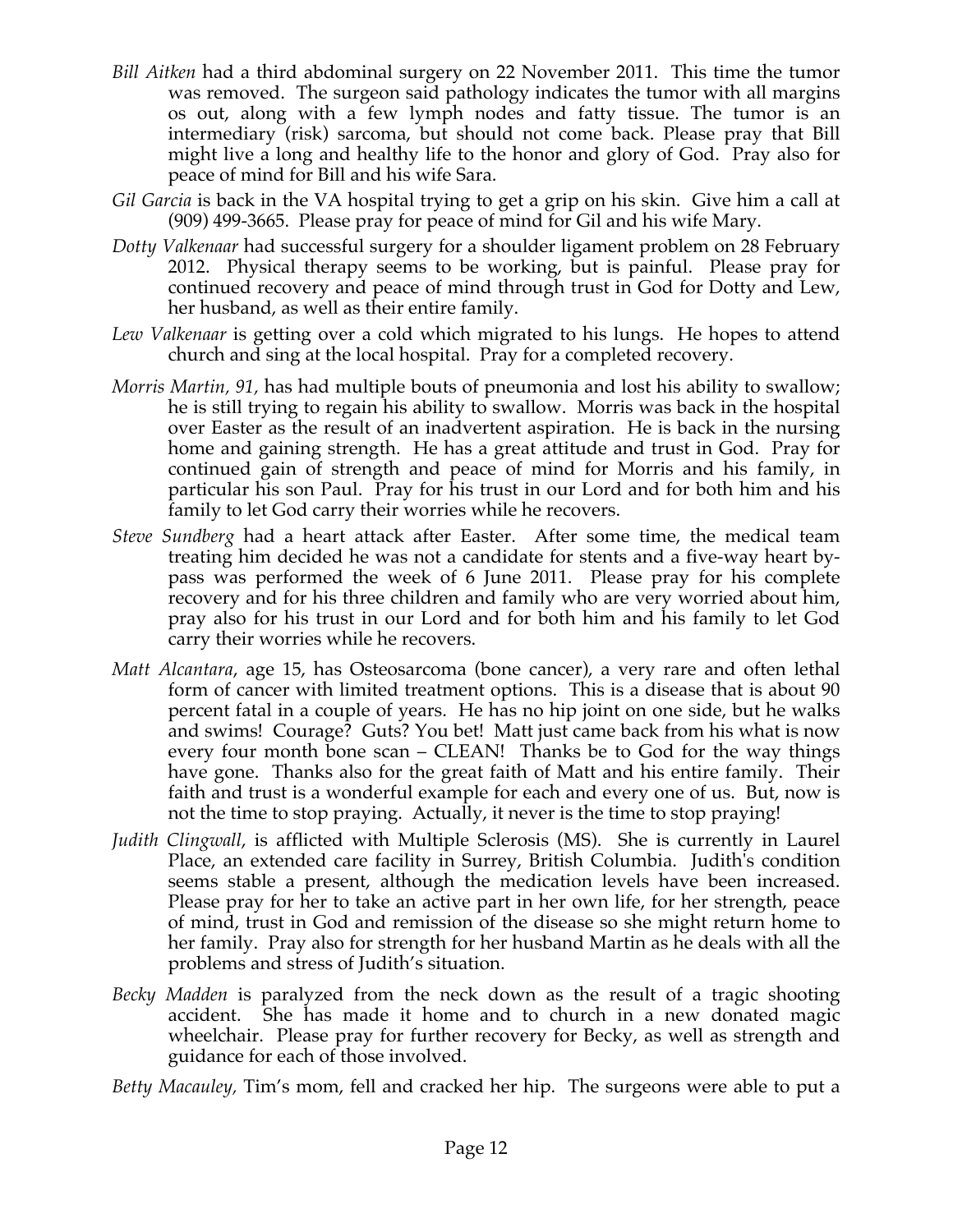*Bill Aitken* had a third abdominal surgery on 22 November 2011. This time the tumor was removed. The surgeon said pathology indicates the tumor with all margins os out, along with a few lymph nodes and fatty tissue. The tumor is an intermediary (risk) sarcoma, but should not come back. Please pray that Bill might live a long and healthy life to the honor and glory of God. Pray also for peace of mind for Bill and his wife Sara.

*Gil Garcia* is back in the VA hospital trying to get a grip on his skin. Give him a call at (909) 499-3665. Please pray for peace of mind for Gil and his wife Mary.

*Dotty Valkenaar* had successful surgery for a shoulder ligament problem on 28 February 2012. Physical therapy seems to be working, but is painful. Please pray for continued recovery and peace of mind through trust in God for Dotty and Lew, her husband, as well as their entire family.

*Lew Valkenaar* is getting over a cold which migrated to his lungs. He hopes to attend church and sing at the local hospital. Pray for a completed recovery.

*Morris Martin, 91*, has had multiple bouts of pneumonia and lost his ability to swallow; he is still trying to regain his ability to swallow. Morris was back in the hospital over Easter as the result of an inadvertent aspiration. He is back in the nursing home and gaining strength. He has a great attitude and trust in God. Pray for continued gain of strength and peace of mind for Morris and his family, in particular his son Paul. Pray for his trust in our Lord and for both him and his family to let God carry their worries while he recovers.

*Steve Sundberg* had a heart attack after Easter. After some time, the medical team treating him decided he was not a candidate for stents and a five-way heart by-pass was performed the week of 6 June 2011. Please pray for his complete recovery and for his three children and family who are very worried about him, pray also for his trust in our Lord and for both him and his family to let God carry their worries while he recovers.

*Matt Alcantara*, age 15, has Osteosarcoma (bone cancer), a very rare and often lethal form of cancer with limited treatment options. This is a disease that is about 90 percent fatal in a couple of years. He has no hip joint on one side, but he walks and swims! Courage? Guts? You bet! Matt just came back from his what is now every four month bone scan – CLEAN! Thanks be to God for the way things have gone. Thanks also for the great faith of Matt and his entire family. Their faith and trust is a wonderful example for each and every one of us. But, now is not the time to stop praying. Actually, it never is the time to stop praying!

*Judith Clingwall*, is afflicted with Multiple Sclerosis (MS). She is currently in Laurel Place, an extended care facility in Surrey, British Columbia. Judith's condition seems stable a present, although the medication levels have been increased. Please pray for her to take an active part in her own life, for her strength, peace of mind, trust in God and remission of the disease so she might return home to her family. Pray also for strength for her husband Martin as he deals with all the problems and stress of Judith's situation.

*Becky Madden* is paralyzed from the neck down as the result of a tragic shooting accident. She has made it home and to church in a new donated magic wheelchair. Please pray for further recovery for Becky, as well as strength and guidance for each of those involved.

*Betty Macauley*, Tim's mom, fell and cracked her hip. The surgeons were able to put a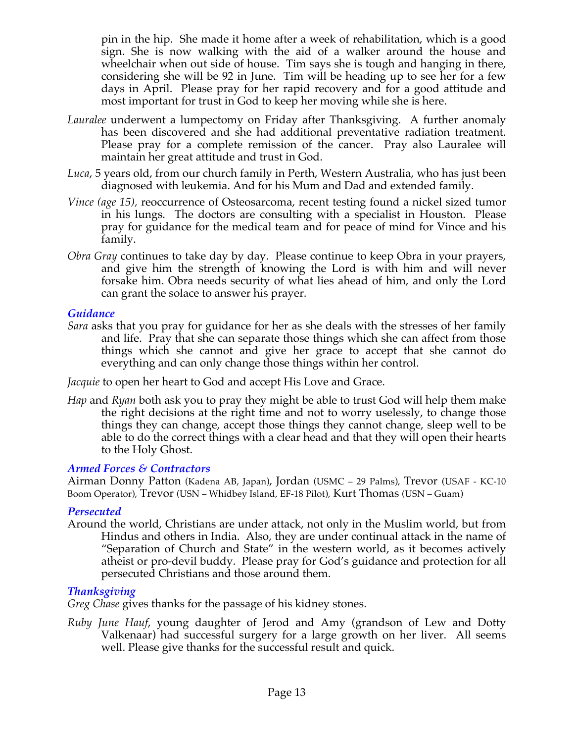pin in the hip. She made it home after a week of rehabilitation, which is a good sign. She is now walking with the aid of a walker around the house and wheelchair when out side of house. Tim says she is tough and hanging in there, considering she will be 92 in June. Tim will be heading up to see her for a few days in April. Please pray for her rapid recovery and for a good attitude and most important for trust in God to keep her moving while she is here.

*Lauralee* underwent a lumpectomy on Friday after Thanksgiving. A further anomaly has been discovered and she had additional preventative radiation treatment. Please pray for a complete remission of the cancer. Pray also Lauralee will maintain her great attitude and trust in God.

*Luca*, 5 years old, from our church family in Perth, Western Australia, who has just been diagnosed with leukemia. And for his Mum and Dad and extended family.

*Vince (age 15),* reoccurrence of Osteosarcoma, recent testing found a nickel sized tumor in his lungs. The doctors are consulting with a specialist in Houston. Please pray for guidance for the medical team and for peace of mind for Vince and his family.

*Obra Gray* continues to take day by day. Please continue to keep Obra in your prayers, and give him the strength of knowing the Lord is with him and will never forsake him. Obra needs security of what lies ahead of him, and only the Lord can grant the solace to answer his prayer.

### *Guidance*

*Sara* asks that you pray for guidance for her as she deals with the stresses of her family and life. Pray that she can separate those things which she can affect from those things which she cannot and give her grace to accept that she cannot do everything and can only change those things within her control.

*Jacquie* to open her heart to God and accept His Love and Grace.

*Hap* and *Ryan* both ask you to pray they might be able to trust God will help them make the right decisions at the right time and not to worry uselessly, to change those things they can change, accept those things they cannot change, sleep well to be able to do the correct things with a clear head and that they will open their hearts to the Holy Ghost.

### *Armed Forces & Contractors*

Airman Donny Patton (Kadena AB, Japan), Jordan (USMC – 29 Palms), Trevor (USAF - KC-10 Boom Operator), Trevor (USN – Whidbey Island, EF-18 Pilot), Kurt Thomas (USN – Guam)

### *Persecuted*

Around the world, Christians are under attack, not only in the Muslim world, but from Hindus and others in India. Also, they are under continual attack in the name of "Separation of Church and State" in the western world, as it becomes actively atheist or pro-devil buddy. Please pray for God's guidance and protection for all persecuted Christians and those around them.

### *Thanksgiving*

*Greg Chase* gives thanks for the passage of his kidney stones.

*Ruby June Hauf*, young daughter of Jerod and Amy (grandson of Lew and Dotty Valkenaar) had successful surgery for a large growth on her liver. All seems well. Please give thanks for the successful result and quick.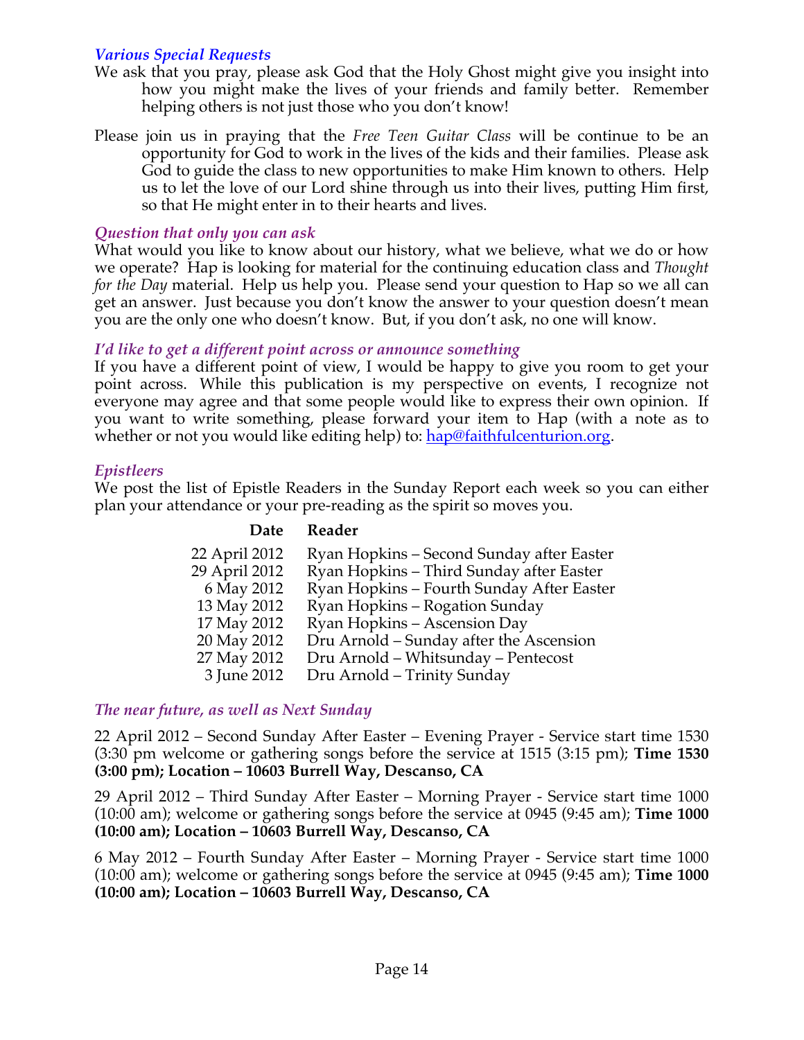### *Various Special Requests*

We ask that you pray, please ask God that the Holy Ghost might give you insight into how you might make the lives of your friends and family better. Remember helping others is not just those who you don't know!

Please join us in praying that the *Free Teen Guitar Class* will be continue to be an opportunity for God to work in the lives of the kids and their families. Please ask God to guide the class to new opportunities to make Him known to others. Help us to let the love of our Lord shine through us into their lives, putting Him first, so that He might enter in to their hearts and lives.

### *Question that only you can ask*

What would you like to know about our history, what we believe, what we do or how we operate? Hap is looking for material for the continuing education class and *Thought for the Day* material. Help us help you. Please send your question to Hap so we all can get an answer. Just because you don't know the answer to your question doesn't mean you are the only one who doesn't know. But, if you don't ask, no one will know.

### *I'd like to get a different point across or announce something*

If you have a different point of view, I would be happy to give you room to get your point across. While this publication is my perspective on events, I recognize not everyone may agree and that some people would like to express their own opinion. If you want to write something, please forward your item to Hap (with a note as to whether or not you would like editing help) to: hap@faithfulcenturion.org.

### *Epistleers*

We post the list of Epistle Readers in the Sunday Report each week so you can either plan your attendance or your pre-reading as the spirit so moves you.

| Date | Reader |
|---|---|
| 22 April 2012 | Ryan Hopkins – Second Sunday after Easter |
| 29 April 2012 | Ryan Hopkins – Third Sunday after Easter |
| 6 May 2012 | Ryan Hopkins – Fourth Sunday After Easter |
| 13 May 2012 | Ryan Hopkins – Rogation Sunday |
| 17 May 2012 | Ryan Hopkins – Ascension Day |
| 20 May 2012 | Dru Arnold – Sunday after the Ascension |
| 27 May 2012 | Dru Arnold – Whitsunday – Pentecost |
| 3 June 2012 | Dru Arnold – Trinity Sunday |

### *The near future, as well as Next Sunday*

22 April 2012 – Second Sunday After Easter – Evening Prayer - Service start time 1530 (3:30 pm welcome or gathering songs before the service at 1515 (3:15 pm); **Time 1530 (3:00 pm); Location – 10603 Burrell Way, Descanso, CA**

29 April 2012 – Third Sunday After Easter – Morning Prayer - Service start time 1000 (10:00 am); welcome or gathering songs before the service at 0945 (9:45 am); **Time 1000 (10:00 am); Location – 10603 Burrell Way, Descanso, CA**

6 May 2012 – Fourth Sunday After Easter – Morning Prayer - Service start time 1000 (10:00 am); welcome or gathering songs before the service at 0945 (9:45 am); **Time 1000 (10:00 am); Location – 10603 Burrell Way, Descanso, CA**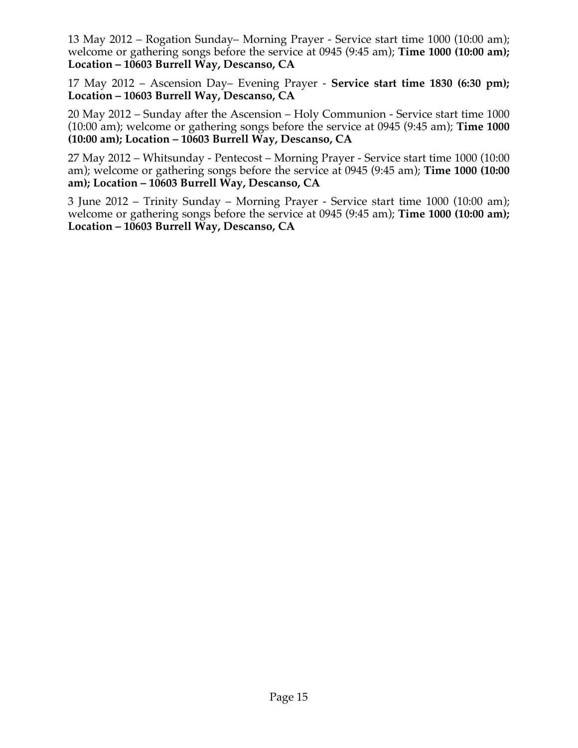13 May 2012 – Rogation Sunday– Morning Prayer - Service start time 1000 (10:00 am); welcome or gathering songs before the service at 0945 (9:45 am); **Time 1000 (10:00 am); Location – 10603 Burrell Way, Descanso, CA**

17 May 2012 – Ascension Day– Evening Prayer - **Service start time 1830 (6:30 pm); Location – 10603 Burrell Way, Descanso, CA**

20 May 2012 – Sunday after the Ascension – Holy Communion - Service start time 1000 (10:00 am); welcome or gathering songs before the service at 0945 (9:45 am); **Time 1000 (10:00 am); Location – 10603 Burrell Way, Descanso, CA**

27 May 2012 – Whitsunday - Pentecost – Morning Prayer - Service start time 1000 (10:00 am); welcome or gathering songs before the service at 0945 (9:45 am); **Time 1000 (10:00 am); Location – 10603 Burrell Way, Descanso, CA**

3 June 2012 – Trinity Sunday – Morning Prayer - Service start time 1000 (10:00 am); welcome or gathering songs before the service at 0945 (9:45 am); **Time 1000 (10:00 am); Location – 10603 Burrell Way, Descanso, CA**